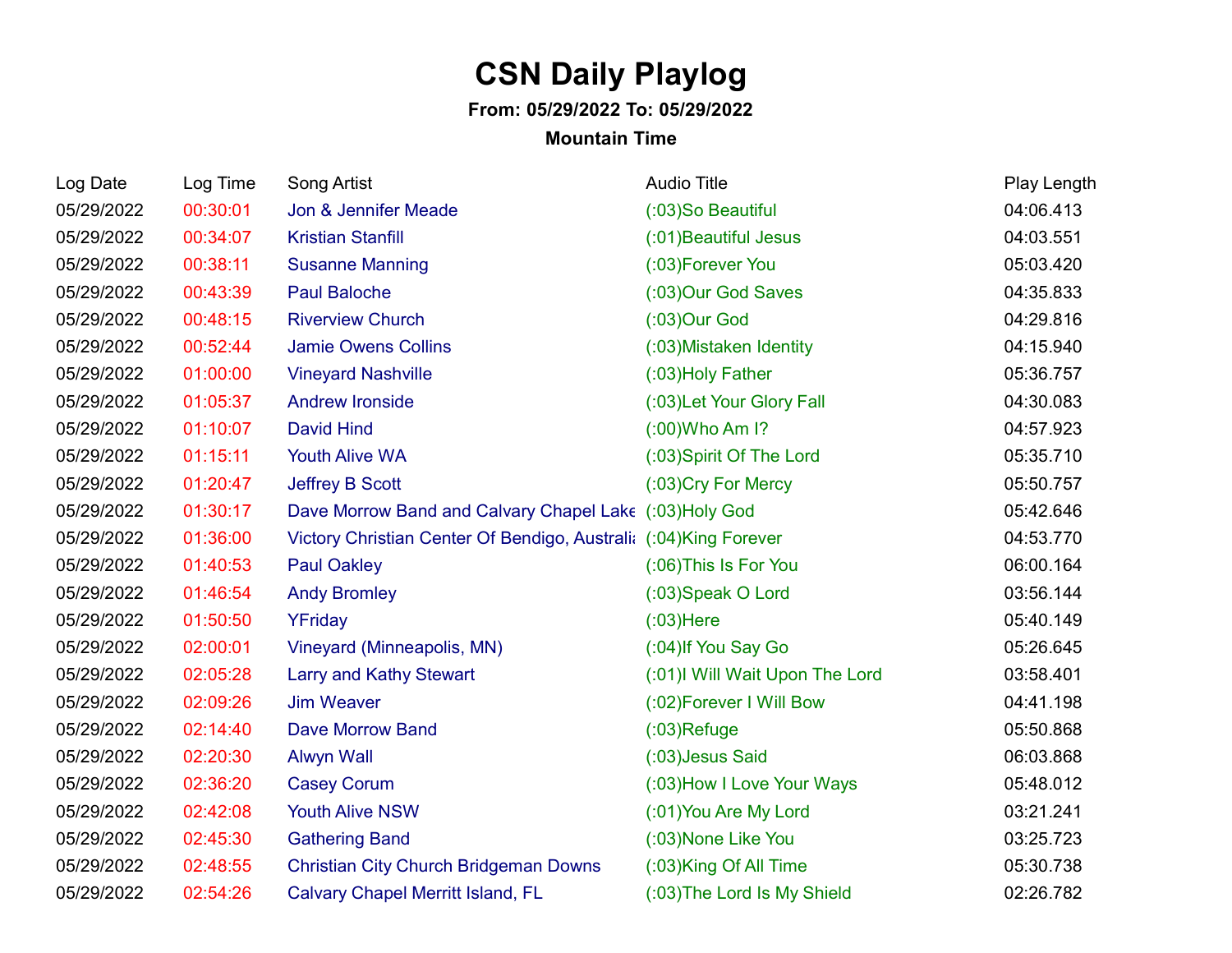# CSN Daily Playlog

**From: 05/29/2022 To: 05/29/2022**

**Mountain Time**

| Log Date | Log Time | Song Artist | Audio Title | Play Length |
|---|---|---|---|---|
| 05/29/2022 | 00:30:01 | Jon & Jennifer Meade | (:03)So Beautiful | 04:06.413 |
| 05/29/2022 | 00:34:07 | Kristian Stanfill | (:01)Beautiful Jesus | 04:03.551 |
| 05/29/2022 | 00:38:11 | Susanne Manning | (:03)Forever You | 05:03.420 |
| 05/29/2022 | 00:43:39 | Paul Baloche | (:03)Our God Saves | 04:35.833 |
| 05/29/2022 | 00:48:15 | Riverview Church | (:03)Our God | 04:29.816 |
| 05/29/2022 | 00:52:44 | Jamie Owens Collins | (:03)Mistaken Identity | 04:15.940 |
| 05/29/2022 | 01:00:00 | Vineyard Nashville | (:03)Holy Father | 05:36.757 |
| 05/29/2022 | 01:05:37 | Andrew Ironside | (:03)Let Your Glory Fall | 04:30.083 |
| 05/29/2022 | 01:10:07 | David Hind | (:00)Who Am I? | 04:57.923 |
| 05/29/2022 | 01:15:11 | Youth Alive WA | (:03)Spirit Of The Lord | 05:35.710 |
| 05/29/2022 | 01:20:47 | Jeffrey B Scott | (:03)Cry For Mercy | 05:50.757 |
| 05/29/2022 | 01:30:17 | Dave Morrow Band and Calvary Chapel Lake | (:03)Holy God | 05:42.646 |
| 05/29/2022 | 01:36:00 | Victory Christian Center Of Bendigo, Australi | (:04)King Forever | 04:53.770 |
| 05/29/2022 | 01:40:53 | Paul Oakley | (:06)This Is For You | 06:00.164 |
| 05/29/2022 | 01:46:54 | Andy Bromley | (:03)Speak O Lord | 03:56.144 |
| 05/29/2022 | 01:50:50 | YFriday | (:03)Here | 05:40.149 |
| 05/29/2022 | 02:00:01 | Vineyard (Minneapolis, MN) | (:04)If You Say Go | 05:26.645 |
| 05/29/2022 | 02:05:28 | Larry and Kathy Stewart | (:01)I Will Wait Upon The Lord | 03:58.401 |
| 05/29/2022 | 02:09:26 | Jim Weaver | (:02)Forever I Will Bow | 04:41.198 |
| 05/29/2022 | 02:14:40 | Dave Morrow Band | (:03)Refuge | 05:50.868 |
| 05/29/2022 | 02:20:30 | Alwyn Wall | (:03)Jesus Said | 06:03.868 |
| 05/29/2022 | 02:36:20 | Casey Corum | (:03)How I Love Your Ways | 05:48.012 |
| 05/29/2022 | 02:42:08 | Youth Alive NSW | (:01)You Are My Lord | 03:21.241 |
| 05/29/2022 | 02:45:30 | Gathering Band | (:03)None Like You | 03:25.723 |
| 05/29/2022 | 02:48:55 | Christian City Church Bridgeman Downs | (:03)King Of All Time | 05:30.738 |
| 05/29/2022 | 02:54:26 | Calvary Chapel Merritt Island, FL | (:03)The Lord Is My Shield | 02:26.782 |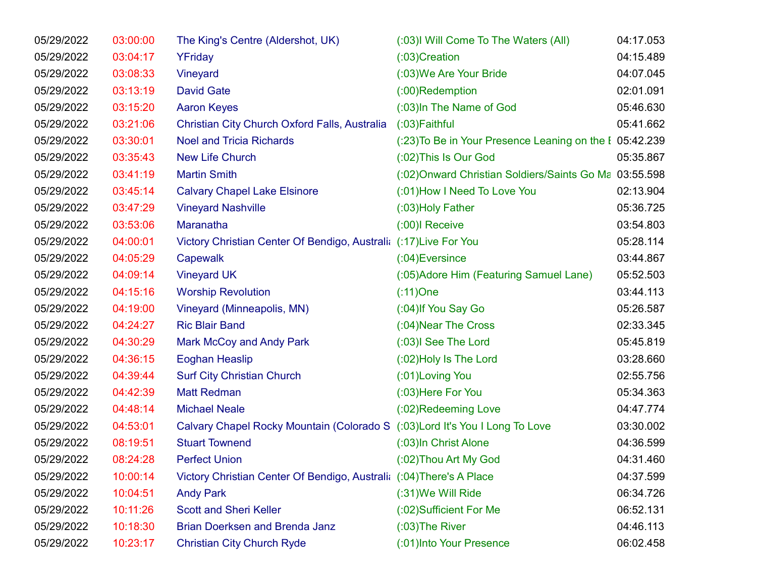| | | | | |
|---|---|---|---|---|
| 05/29/2022 | 03:00:00 | The King's Centre (Aldershot, UK) | (:03)I Will Come To The Waters (All) | 04:17.053 |
| 05/29/2022 | 03:04:17 | YFriday | (:03)Creation | 04:15.489 |
| 05/29/2022 | 03:08:33 | Vineyard | (:03)We Are Your Bride | 04:07.045 |
| 05/29/2022 | 03:13:19 | David Gate | (:00)Redemption | 02:01.091 |
| 05/29/2022 | 03:15:20 | Aaron Keyes | (:03)In The Name of God | 05:46.630 |
| 05/29/2022 | 03:21:06 | Christian City Church Oxford Falls, Australia | (:03)Faithful | 05:41.662 |
| 05/29/2022 | 03:30:01 | Noel and Tricia Richards | (:23)To Be in Your Presence Leaning on the E | 05:42.239 |
| 05/29/2022 | 03:35:43 | New Life Church | (:02)This Is Our God | 05:35.867 |
| 05/29/2022 | 03:41:19 | Martin Smith | (:02)Onward Christian Soldiers/Saints Go Ma | 03:55.598 |
| 05/29/2022 | 03:45:14 | Calvary Chapel Lake Elsinore | (:01)How I Need To Love You | 02:13.904 |
| 05/29/2022 | 03:47:29 | Vineyard Nashville | (:03)Holy Father | 05:36.725 |
| 05/29/2022 | 03:53:06 | Maranatha | (:00)I Receive | 03:54.803 |
| 05/29/2022 | 04:00:01 | Victory Christian Center Of Bendigo, Australia | (:17)Live For You | 05:28.114 |
| 05/29/2022 | 04:05:29 | Capewalk | (:04)Eversince | 03:44.867 |
| 05/29/2022 | 04:09:14 | Vineyard UK | (:05)Adore Him (Featuring Samuel Lane) | 05:52.503 |
| 05/29/2022 | 04:15:16 | Worship Revolution | (:11)One | 03:44.113 |
| 05/29/2022 | 04:19:00 | Vineyard (Minneapolis, MN) | (:04)If You Say Go | 05:26.587 |
| 05/29/2022 | 04:24:27 | Ric Blair Band | (:04)Near The Cross | 02:33.345 |
| 05/29/2022 | 04:30:29 | Mark McCoy and Andy Park | (:03)I See The Lord | 05:45.819 |
| 05/29/2022 | 04:36:15 | Eoghan Heaslip | (:02)Holy Is The Lord | 03:28.660 |
| 05/29/2022 | 04:39:44 | Surf City Christian Church | (:01)Loving You | 02:55.756 |
| 05/29/2022 | 04:42:39 | Matt Redman | (:03)Here For You | 05:34.363 |
| 05/29/2022 | 04:48:14 | Michael Neale | (:02)Redeeming Love | 04:47.774 |
| 05/29/2022 | 04:53:01 | Calvary Chapel Rocky Mountain (Colorado S | (:03)Lord It's You I Long To Love | 03:30.002 |
| 05/29/2022 | 08:19:51 | Stuart Townend | (:03)In Christ Alone | 04:36.599 |
| 05/29/2022 | 08:24:28 | Perfect Union | (:02)Thou Art My God | 04:31.460 |
| 05/29/2022 | 10:00:14 | Victory Christian Center Of Bendigo, Australia | (:04)There's A Place | 04:37.599 |
| 05/29/2022 | 10:04:51 | Andy Park | (:31)We Will Ride | 06:34.726 |
| 05/29/2022 | 10:11:26 | Scott and Sheri Keller | (:02)Sufficient For Me | 06:52.131 |
| 05/29/2022 | 10:18:30 | Brian Doerksen and Brenda Janz | (:03)The River | 04:46.113 |
| 05/29/2022 | 10:23:17 | Christian City Church Ryde | (:01)Into Your Presence | 06:02.458 |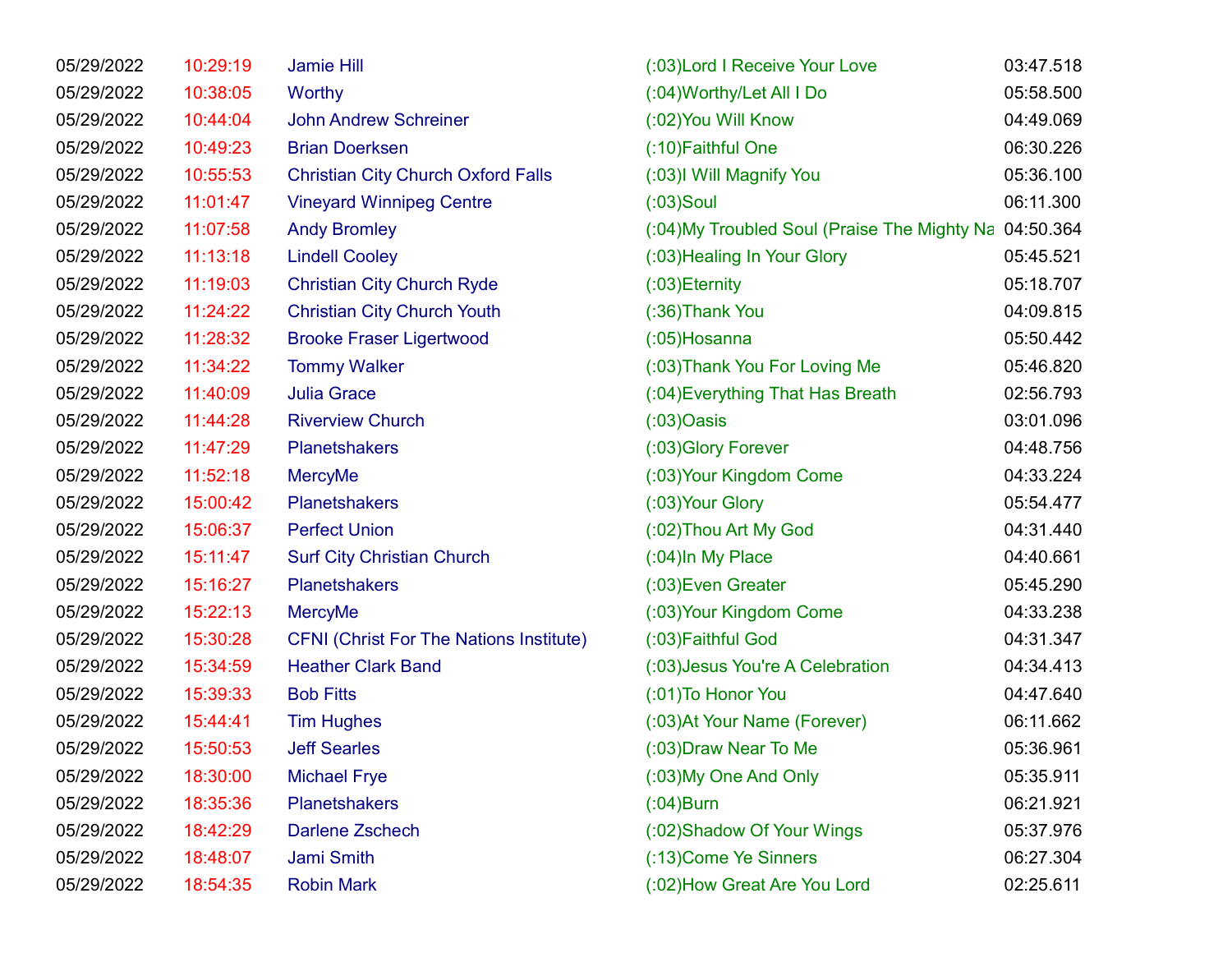| | | | | |
|---|---|---|---|---|
| 05/29/2022 | 10:29:19 | Jamie Hill | (:03)Lord I Receive Your Love | 03:47.518 |
| 05/29/2022 | 10:38:05 | Worthy | (:04)Worthy/Let All I Do | 05:58.500 |
| 05/29/2022 | 10:44:04 | John Andrew Schreiner | (:02)You Will Know | 04:49.069 |
| 05/29/2022 | 10:49:23 | Brian Doerksen | (:10)Faithful One | 06:30.226 |
| 05/29/2022 | 10:55:53 | Christian City Church Oxford Falls | (:03)I Will Magnify You | 05:36.100 |
| 05/29/2022 | 11:01:47 | Vineyard Winnipeg Centre | (:03)Soul | 06:11.300 |
| 05/29/2022 | 11:07:58 | Andy Bromley | (:04)My Troubled Soul (Praise The Mighty Na | 04:50.364 |
| 05/29/2022 | 11:13:18 | Lindell Cooley | (:03)Healing In Your Glory | 05:45.521 |
| 05/29/2022 | 11:19:03 | Christian City Church Ryde | (:03)Eternity | 05:18.707 |
| 05/29/2022 | 11:24:22 | Christian City Church Youth | (:36)Thank You | 04:09.815 |
| 05/29/2022 | 11:28:32 | Brooke Fraser Ligertwood | (:05)Hosanna | 05:50.442 |
| 05/29/2022 | 11:34:22 | Tommy Walker | (:03)Thank You For Loving Me | 05:46.820 |
| 05/29/2022 | 11:40:09 | Julia Grace | (:04)Everything That Has Breath | 02:56.793 |
| 05/29/2022 | 11:44:28 | Riverview Church | (:03)Oasis | 03:01.096 |
| 05/29/2022 | 11:47:29 | Planetshakers | (:03)Glory Forever | 04:48.756 |
| 05/29/2022 | 11:52:18 | MercyMe | (:03)Your Kingdom Come | 04:33.224 |
| 05/29/2022 | 15:00:42 | Planetshakers | (:03)Your Glory | 05:54.477 |
| 05/29/2022 | 15:06:37 | Perfect Union | (:02)Thou Art My God | 04:31.440 |
| 05/29/2022 | 15:11:47 | Surf City Christian Church | (:04)In My Place | 04:40.661 |
| 05/29/2022 | 15:16:27 | Planetshakers | (:03)Even Greater | 05:45.290 |
| 05/29/2022 | 15:22:13 | MercyMe | (:03)Your Kingdom Come | 04:33.238 |
| 05/29/2022 | 15:30:28 | CFNI (Christ For The Nations Institute) | (:03)Faithful God | 04:31.347 |
| 05/29/2022 | 15:34:59 | Heather Clark Band | (:03)Jesus You're A Celebration | 04:34.413 |
| 05/29/2022 | 15:39:33 | Bob Fitts | (:01)To Honor You | 04:47.640 |
| 05/29/2022 | 15:44:41 | Tim Hughes | (:03)At Your Name (Forever) | 06:11.662 |
| 05/29/2022 | 15:50:53 | Jeff Searles | (:03)Draw Near To Me | 05:36.961 |
| 05/29/2022 | 18:30:00 | Michael Frye | (:03)My One And Only | 05:35.911 |
| 05/29/2022 | 18:35:36 | Planetshakers | (:04)Burn | 06:21.921 |
| 05/29/2022 | 18:42:29 | Darlene Zschech | (:02)Shadow Of Your Wings | 05:37.976 |
| 05/29/2022 | 18:48:07 | Jami Smith | (:13)Come Ye Sinners | 06:27.304 |
| 05/29/2022 | 18:54:35 | Robin Mark | (:02)How Great Are You Lord | 02:25.611 |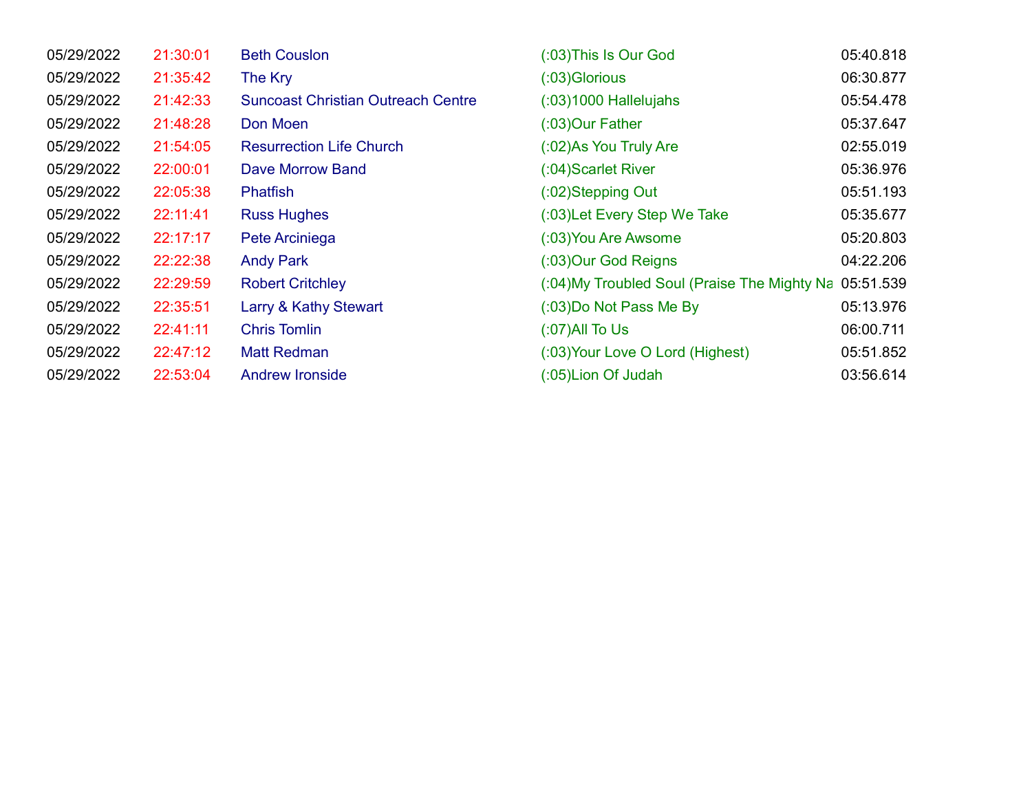| | | | | |
|---|---|---|---|---|
| 05/29/2022 | 21:30:01 | Beth Couslon | (:03)This Is Our God | 05:40.818 |
| 05/29/2022 | 21:35:42 | The Kry | (:03)Glorious | 06:30.877 |
| 05/29/2022 | 21:42:33 | Suncoast Christian Outreach Centre | (:03)1000 Hallelujahs | 05:54.478 |
| 05/29/2022 | 21:48:28 | Don Moen | (:03)Our Father | 05:37.647 |
| 05/29/2022 | 21:54:05 | Resurrection Life Church | (:02)As You Truly Are | 02:55.019 |
| 05/29/2022 | 22:00:01 | Dave Morrow Band | (:04)Scarlet River | 05:36.976 |
| 05/29/2022 | 22:05:38 | Phatfish | (:02)Stepping Out | 05:51.193 |
| 05/29/2022 | 22:11:41 | Russ Hughes | (:03)Let Every Step We Take | 05:35.677 |
| 05/29/2022 | 22:17:17 | Pete Arciniega | (:03)You Are Awsome | 05:20.803 |
| 05/29/2022 | 22:22:38 | Andy Park | (:03)Our God Reigns | 04:22.206 |
| 05/29/2022 | 22:29:59 | Robert Critchley | (:04)My Troubled Soul (Praise The Mighty Na | 05:51.539 |
| 05/29/2022 | 22:35:51 | Larry & Kathy Stewart | (:03)Do Not Pass Me By | 05:13.976 |
| 05/29/2022 | 22:41:11 | Chris Tomlin | (:07)All To Us | 06:00.711 |
| 05/29/2022 | 22:47:12 | Matt Redman | (:03)Your Love O Lord (Highest) | 05:51.852 |
| 05/29/2022 | 22:53:04 | Andrew Ironside | (:05)Lion Of Judah | 03:56.614 |